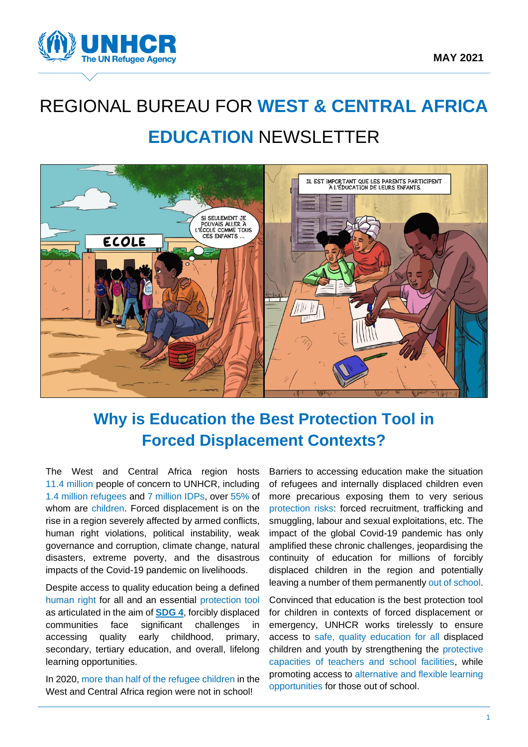MAY 2021

# REGIONAL BUREAU FOR WEST & CENTRAL AFRICA EDUCATION NEWSLETTER

## Why is Education the Best Protection Tool in Forced Displacement Contexts?

The West and Central Africa region hosts 11.4 million people of concern to UNHCR, including 1.4 million refugees and 7 million IDPs, over 55% of whom are children. Forced displacement is on the rise in a region severely affected by armed conflicts, human right violations, political instability, weak governance and corruption, climate change, natural disasters, extreme poverty, and the disastrous impacts of the Covid-19 pandemic on livelihoods.

Despite access to quality education being a defined human right for all and an essential protection tool as articulated in the aim of **SDG 4**, forcibly displaced communities face significant challenges in accessing quality early childhood, primary, secondary, tertiary education, and overall, lifelong learning opportunities.

In 2020, more than half of the refugee children in the West and Central Africa region were not in school!

Barriers to accessing education make the situation of refugees and internally displaced children even more precarious exposing them to very serious protection risks: forced recruitment, trafficking and smuggling, labour and sexual exploitations, etc. The impact of the global Covid-19 pandemic has only amplified these chronic challenges, jeopardising the continuity of education for millions of forcibly displaced children in the region and potentially leaving a number of them permanently out of school.

Convinced that education is the best protection tool for children in contexts of forced displacement or emergency, UNHCR works tirelessly to ensure access to safe, quality education for all displaced children and youth by strengthening the protective capacities of teachers and school facilities, while promoting access to alternative and flexible learning opportunities for those out of school.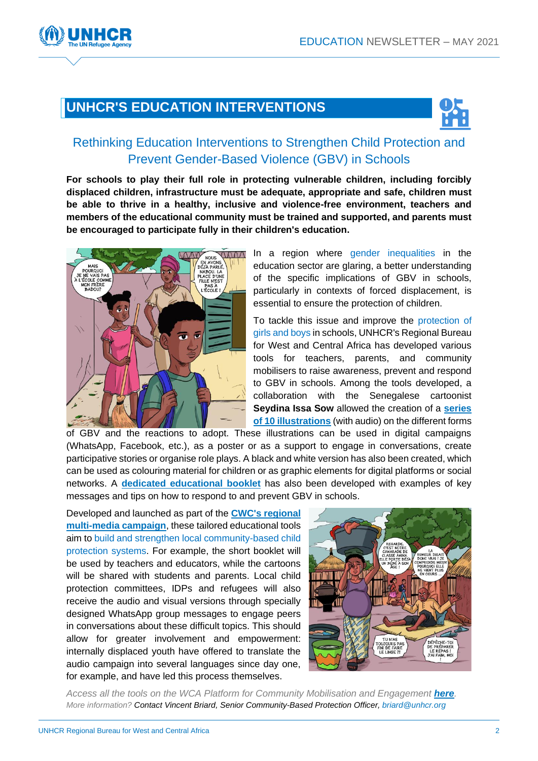## UNHCR'S EDUCATION INTERVENTIONS

### Rethinking Education Interventions to Strengthen Child Protection and Prevent Gender-Based Violence (GBV) in Schools

**For schools to play their full role in protecting vulnerable children, including forcibly displaced children, infrastructure must be adequate, appropriate and safe, children must be able to thrive in a healthy, inclusive and violence-free environment, teachers and members of the educational community must be trained and supported, and parents must be encouraged to participate fully in their children's education.**

In a region where gender inequalities in the education sector are glaring, a better understanding of the specific implications of GBV in schools, particularly in contexts of forced displacement, is essential to ensure the protection of children.

To tackle this issue and improve the protection of girls and boys in schools, UNHCR's Regional Bureau for West and Central Africa has developed various tools for teachers, parents, and community mobilisers to raise awareness, prevent and respond to GBV in schools. Among the tools developed, a collaboration with the Senegalese cartoonist **Seydina Issa Sow** allowed the creation of a **series of 10 illustrations** (with audio) on the different forms of GBV and the reactions to adopt. These illustrations can be used in digital campaigns (WhatsApp, Facebook, etc.), as a poster or as a support to engage in conversations, create participative stories or organise role plays. A black and white version has also been created, which can be used as colouring material for children or as graphic elements for digital platforms or social networks. A **dedicated educational booklet** has also been developed with examples of key messages and tips on how to respond to and prevent GBV in schools.

Developed and launched as part of the **CWC's regional multi-media campaign**, these tailored educational tools aim to build and strengthen local community-based child protection systems. For example, the short booklet will be used by teachers and educators, while the cartoons will be shared with students and parents. Local child protection committees, IDPs and refugees will also receive the audio and visual versions through specially designed WhatsApp group messages to engage peers in conversations about these difficult topics. This should allow for greater involvement and empowerment: internally displaced youth have offered to translate the audio campaign into several languages since day one, for example, and have led this process themselves.

*Access all the tools on the WCA Platform for Community Mobilisation and Engagement **here**.*

*More information? Contact Vincent Briard, Senior Community-Based Protection Officer, briard@unhcr.org*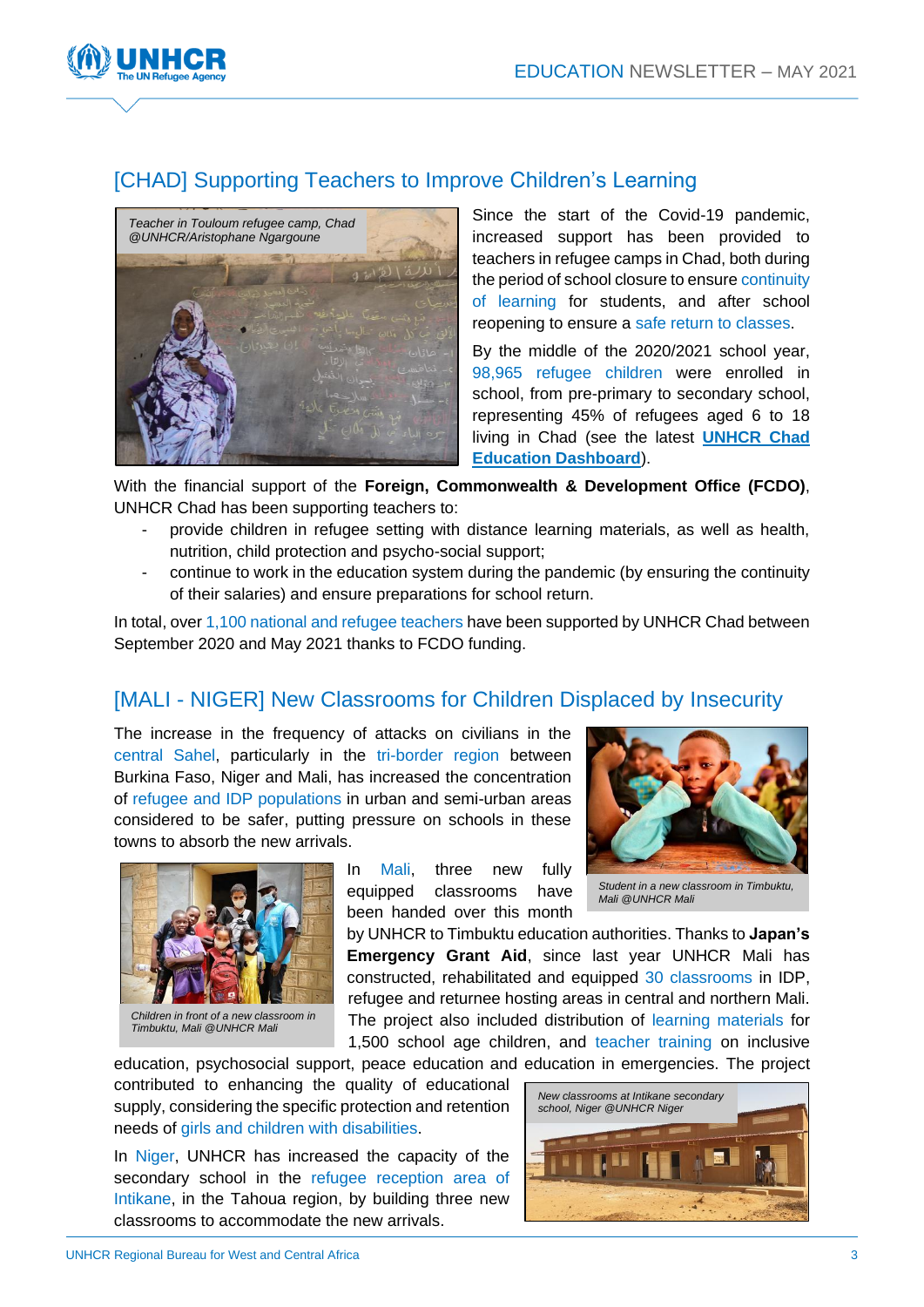## [CHAD] Supporting Teachers to Improve Children's Learning

*Teacher in Touloum refugee camp, Chad @UNHCR/Aristophane Ngargoune*

Since the start of the Covid-19 pandemic, increased support has been provided to teachers in refugee camps in Chad, both during the period of school closure to ensure continuity of learning for students, and after school reopening to ensure a safe return to classes.

By the middle of the 2020/2021 school year, 98,965 refugee children were enrolled in school, from pre-primary to secondary school, representing 45% of refugees aged 6 to 18 living in Chad (see the latest **UNHCR Chad Education Dashboard**).

With the financial support of the **Foreign, Commonwealth & Development Office (FCDO)**, UNHCR Chad has been supporting teachers to:

- provide children in refugee setting with distance learning materials, as well as health, nutrition, child protection and psycho-social support;
- continue to work in the education system during the pandemic (by ensuring the continuity of their salaries) and ensure preparations for school return.

In total, over 1,100 national and refugee teachers have been supported by UNHCR Chad between September 2020 and May 2021 thanks to FCDO funding.

## [MALI - NIGER] New Classrooms for Children Displaced by Insecurity

The increase in the frequency of attacks on civilians in the central Sahel, particularly in the tri-border region between Burkina Faso, Niger and Mali, has increased the concentration of refugee and IDP populations in urban and semi-urban areas considered to be safer, putting pressure on schools in these towns to absorb the new arrivals.

*Student in a new classroom in Timbuktu, Mali @UNHCR Mali*

*Children in front of a new classroom in Timbuktu, Mali @UNHCR Mali*

In Mali, three new fully equipped classrooms have been handed over this month by UNHCR to Timbuktu education authorities. Thanks to **Japan's Emergency Grant Aid**, since last year UNHCR Mali has constructed, rehabilitated and equipped 30 classrooms in IDP, refugee and returnee hosting areas in central and northern Mali. The project also included distribution of learning materials for 1,500 school age children, and teacher training on inclusive education, psychosocial support, peace education and education in emergencies. The project contributed to enhancing the quality of educational supply, considering the specific protection and retention needs of girls and children with disabilities.

In Niger, UNHCR has increased the capacity of the secondary school in the refugee reception area of Intikane, in the Tahoua region, by building three new classrooms to accommodate the new arrivals.

*New classrooms at Intikane secondary school, Niger @UNHCR Niger*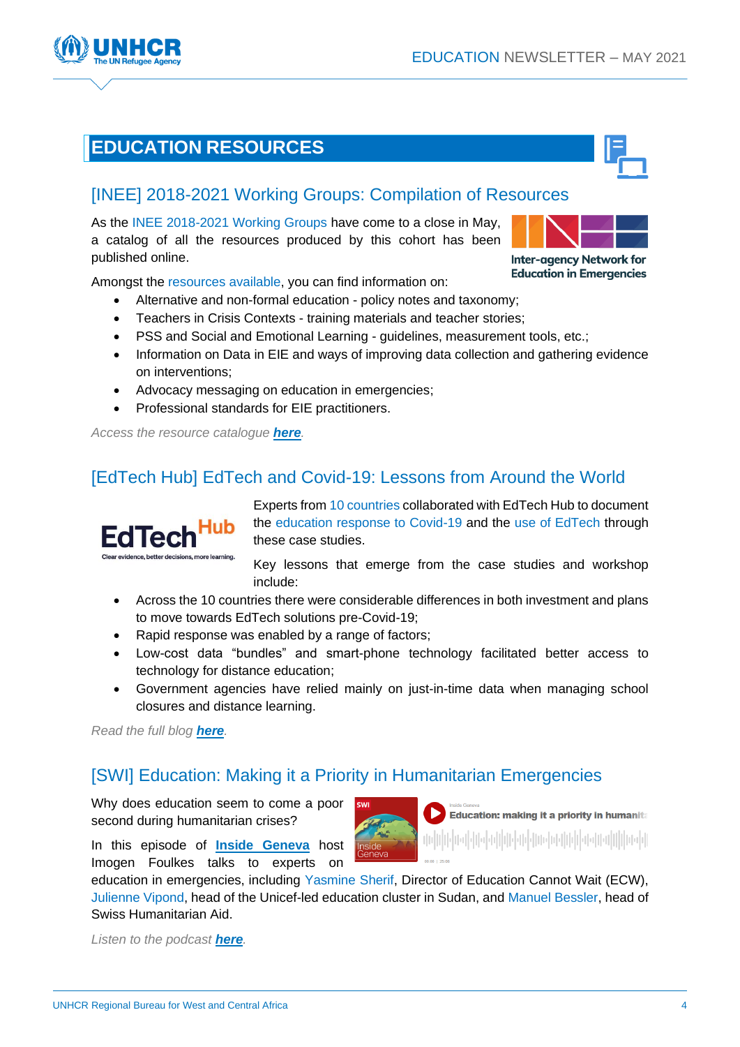# EDUCATION RESOURCES

## [INEE] 2018-2021 Working Groups: Compilation of Resources

As the INEE 2018-2021 Working Groups have come to a close in May, a catalog of all the resources produced by this cohort has been published online.

Amongst the resources available, you can find information on:

- Alternative and non-formal education - policy notes and taxonomy;
- Teachers in Crisis Contexts - training materials and teacher stories;
- PSS and Social and Emotional Learning - guidelines, measurement tools, etc.;
- Information on Data in EIE and ways of improving data collection and gathering evidence on interventions;
- Advocacy messaging on education in emergencies;
- Professional standards for EIE practitioners.

*Access the resource catalogue **here**.*

## [EdTech Hub] EdTech and Covid-19: Lessons from Around the World

Experts from 10 countries collaborated with EdTech Hub to document the education response to Covid-19 and the use of EdTech through these case studies.

Key lessons that emerge from the case studies and workshop include:

- Across the 10 countries there were considerable differences in both investment and plans to move towards EdTech solutions pre-Covid-19;
- Rapid response was enabled by a range of factors;
- Low-cost data "bundles" and smart-phone technology facilitated better access to technology for distance education;
- Government agencies have relied mainly on just-in-time data when managing school closures and distance learning.

*Read the full blog **here**.*

## [SWI] Education: Making it a Priority in Humanitarian Emergencies

Why does education seem to come a poor second during humanitarian crises?

In this episode of **Inside Geneva** host Imogen Foulkes talks to experts on education in emergencies, including Yasmine Sherif, Director of Education Cannot Wait (ECW), Julienne Vipond, head of the Unicef-led education cluster in Sudan, and Manuel Bessler, head of Swiss Humanitarian Aid.

*Listen to the podcast **here**.*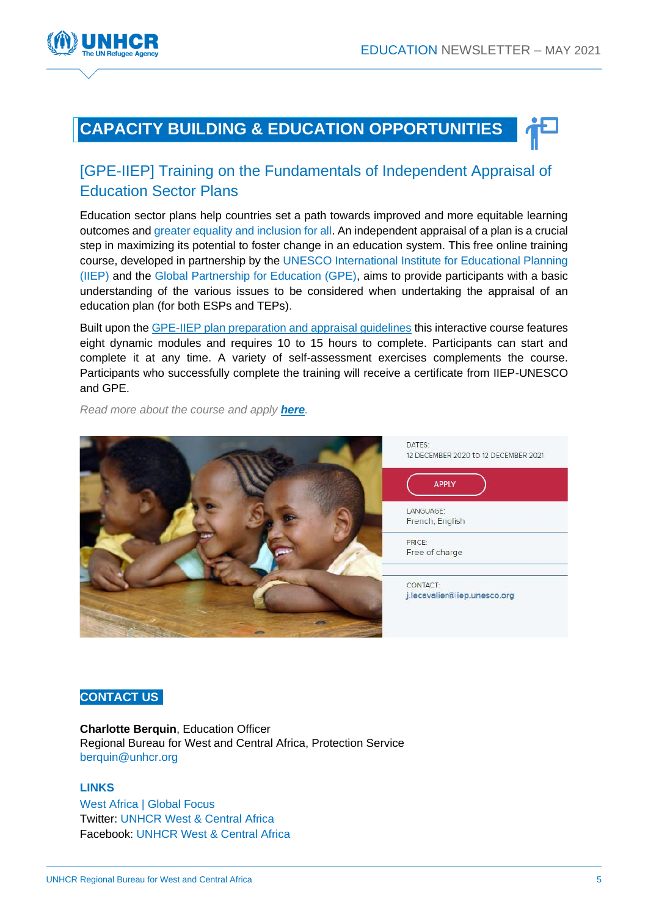## CAPACITY BUILDING & EDUCATION OPPORTUNITIES

### [GPE-IIEP] Training on the Fundamentals of Independent Appraisal of Education Sector Plans

Education sector plans help countries set a path towards improved and more equitable learning outcomes and greater equality and inclusion for all. An independent appraisal of a plan is a crucial step in maximizing its potential to foster change in an education system. This free online training course, developed in partnership by the UNESCO International Institute for Educational Planning (IIEP) and the Global Partnership for Education (GPE), aims to provide participants with a basic understanding of the various issues to be considered when undertaking the appraisal of an education plan (for both ESPs and TEPs).

Built upon the GPE-IIEP plan preparation and appraisal guidelines this interactive course features eight dynamic modules and requires 10 to 15 hours to complete. Participants can start and complete it at any time. A variety of self-assessment exercises complements the course. Participants who successfully complete the training will receive a certificate from IIEP-UNESCO and GPE.

*Read more about the course and apply* ***here***.

DATES:
12 DECEMBER 2020 to 12 DECEMBER 2021

APPLY

LANGUAGE:
French, English

PRICE:
Free of charge

CONTACT:
j.lecavalier@iiep.unesco.org

## CONTACT US

**Charlotte Berquin**, Education Officer
Regional Bureau for West and Central Africa, Protection Service
berquin@unhcr.org

**LINKS**

West Africa | Global Focus
Twitter: UNHCR West & Central Africa
Facebook: UNHCR West & Central Africa